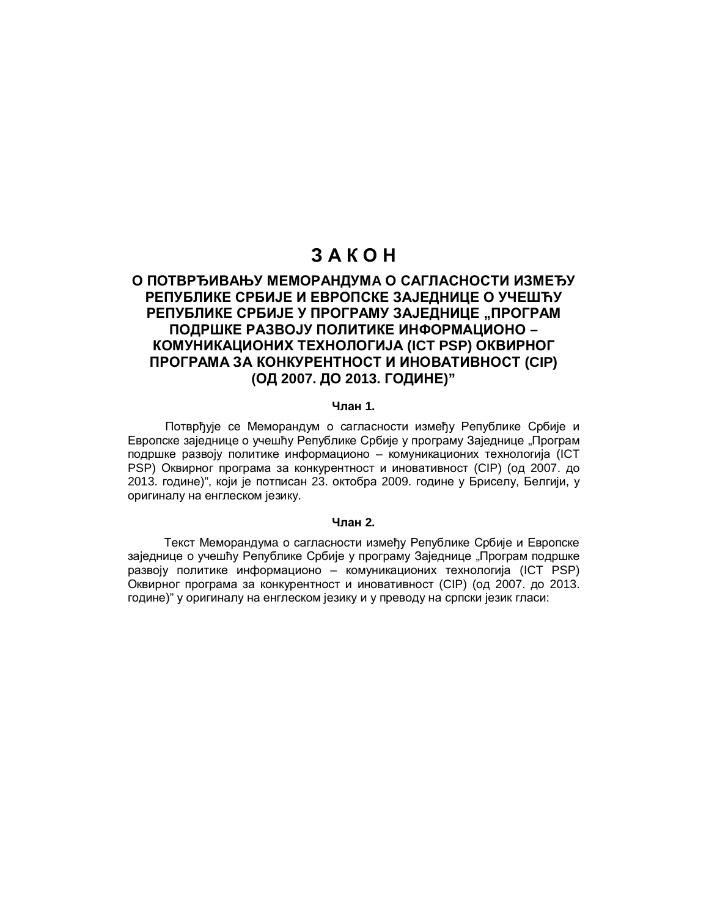# З А К О Н

## О ПОТВРЂИВАЊУ МЕМОРАНДУМА О САГЛАСНОСТИ ИЗМЕЂУ РЕПУБЛИКЕ СРБИЈЕ И ЕВРОПСКЕ ЗАЈЕДНИЦЕ О УЧЕШЋУ РЕПУБЛИКЕ СРБИЈЕ У ПРОГРАМУ ЗАЈЕДНИЦЕ „ПРОГРАМ ПОДРШКЕ РАЗВОЈУ ПОЛИТИКЕ ИНФОРМАЦИОНО – КОМУНИКАЦИОНИХ ТЕХНОЛОГИЈА (ICT PSP) ОКВИРНОГ ПРОГРАМА ЗА КОНКУРЕНТНОСТ И ИНОВАТИВНОСТ (CIP) (ОД 2007. ДО 2013. ГОДИНЕ)"

### Члан 1.

Потврђује се Меморандум о сагласности између Републике Србије и Европске заједнице о учешћу Републике Србије у програму Заједнице „Програм подршке развоју политике информационо – комуникационих технологија (ICT PSP) Оквирног програма за конкурентност и иновативност (CIP) (од 2007. до 2013. године)", који је потписан 23. октобра 2009. године у Бриселу, Белгији, у оригиналу на енглеском језику.

### Члан 2.

Текст Меморандума о сагласности између Републике Србије и Европске заједнице о учешћу Републике Србије у програму Заједнице „Програм подршке развоју политике информационо – комуникационих технологија (ICT PSP) Оквирног програма за конкурентност и иновативност (CIP) (од 2007. до 2013. године)" у оригиналу на енглеском језику и у преводу на српски језик гласи: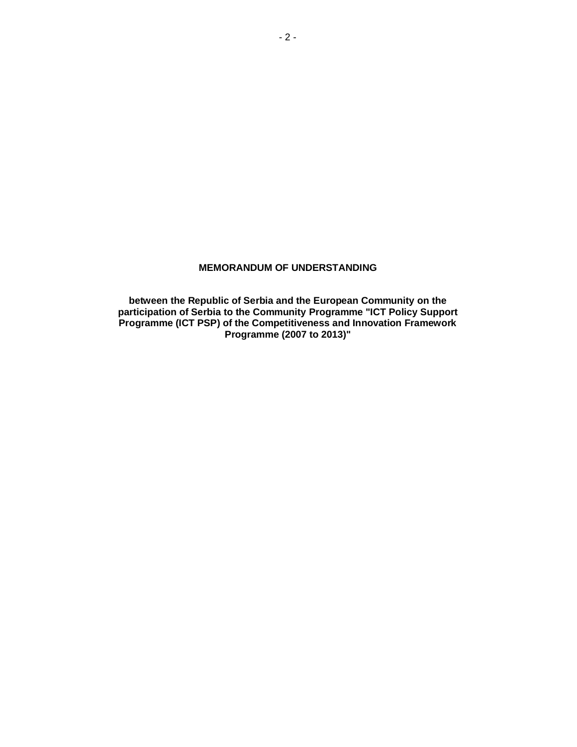**MEMORANDUM OF UNDERSTANDING**

**between the Republic of Serbia and the European Community on the participation of Serbia to the Community Programme "ICT Policy Support Programme (ICT PSP) of the Competitiveness and Innovation Framework Programme (2007 to 2013)"**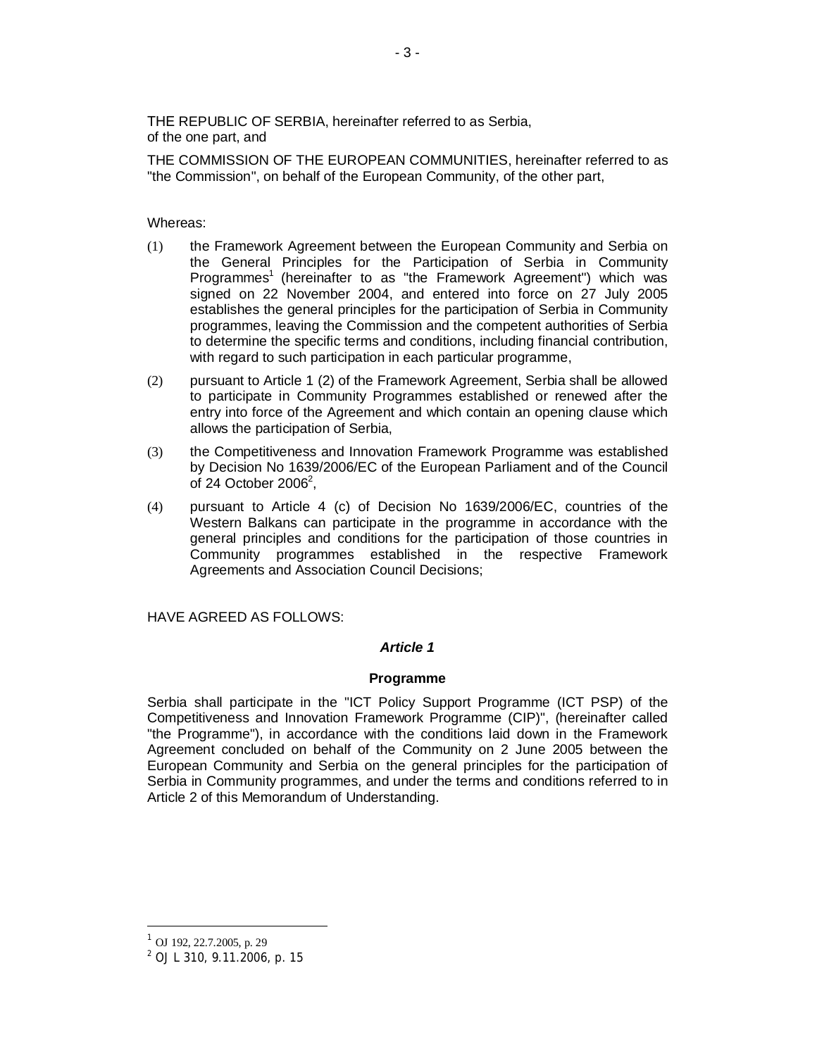THE REPUBLIC OF SERBIA, hereinafter referred to as Serbia,
of the one part, and

THE COMMISSION OF THE EUROPEAN COMMUNITIES, hereinafter referred to as "the Commission", on behalf of the European Community, of the other part,

Whereas:

(1) the Framework Agreement between the European Community and Serbia on the General Principles for the Participation of Serbia in Community Programmes[1] (hereinafter to as "the Framework Agreement") which was signed on 22 November 2004, and entered into force on 27 July 2005 establishes the general principles for the participation of Serbia in Community programmes, leaving the Commission and the competent authorities of Serbia to determine the specific terms and conditions, including financial contribution, with regard to such participation in each particular programme,

(2) pursuant to Article 1 (2) of the Framework Agreement, Serbia shall be allowed to participate in Community Programmes established or renewed after the entry into force of the Agreement and which contain an opening clause which allows the participation of Serbia,

(3) the Competitiveness and Innovation Framework Programme was established by Decision No 1639/2006/EC of the European Parliament and of the Council of 24 October 2006[2],

(4) pursuant to Article 4 (c) of Decision No 1639/2006/EC, countries of the Western Balkans can participate in the programme in accordance with the general principles and conditions for the participation of those countries in Community programmes established in the respective Framework Agreements and Association Council Decisions;

HAVE AGREED AS FOLLOWS:

### *Article 1*

### Programme

Serbia shall participate in the "ICT Policy Support Programme (ICT PSP) of the Competitiveness and Innovation Framework Programme (CIP)", (hereinafter called "the Programme"), in accordance with the conditions laid down in the Framework Agreement concluded on behalf of the Community on 2 June 2005 between the European Community and Serbia on the general principles for the participation of Serbia in Community programmes, and under the terms and conditions referred to in Article 2 of this Memorandum of Understanding.

---

[1] OJ 192, 22.7.2005, p. 29

[2] OJ L 310, 9.11.2006, p. 15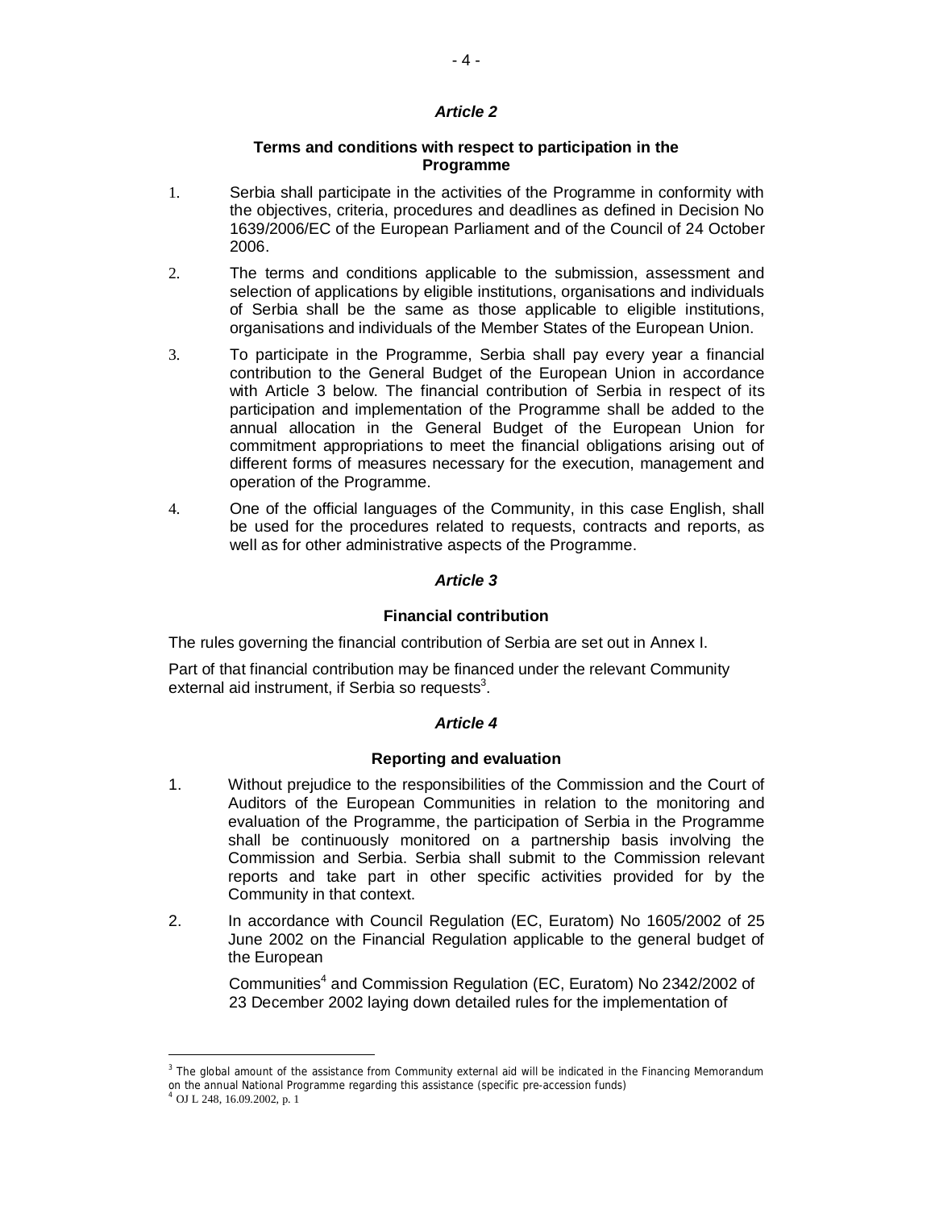### *Article 2*

**Terms and conditions with respect to participation in the Programme**

1. Serbia shall participate in the activities of the Programme in conformity with the objectives, criteria, procedures and deadlines as defined in Decision No 1639/2006/EC of the European Parliament and of the Council of 24 October 2006.

2. The terms and conditions applicable to the submission, assessment and selection of applications by eligible institutions, organisations and individuals of Serbia shall be the same as those applicable to eligible institutions, organisations and individuals of the Member States of the European Union.

3. To participate in the Programme, Serbia shall pay every year a financial contribution to the General Budget of the European Union in accordance with Article 3 below. The financial contribution of Serbia in respect of its participation and implementation of the Programme shall be added to the annual allocation in the General Budget of the European Union for commitment appropriations to meet the financial obligations arising out of different forms of measures necessary for the execution, management and operation of the Programme.

4. One of the official languages of the Community, in this case English, shall be used for the procedures related to requests, contracts and reports, as well as for other administrative aspects of the Programme.

### *Article 3*

**Financial contribution**

The rules governing the financial contribution of Serbia are set out in Annex I.

Part of that financial contribution may be financed under the relevant Community external aid instrument, if Serbia so requests[3].

### *Article 4*

**Reporting and evaluation**

1. Without prejudice to the responsibilities of the Commission and the Court of Auditors of the European Communities in relation to the monitoring and evaluation of the Programme, the participation of Serbia in the Programme shall be continuously monitored on a partnership basis involving the Commission and Serbia. Serbia shall submit to the Commission relevant reports and take part in other specific activities provided for by the Community in that context.

2. In accordance with Council Regulation (EC, Euratom) No 1605/2002 of 25 June 2002 on the Financial Regulation applicable to the general budget of the European

   Communities[4] and Commission Regulation (EC, Euratom) No 2342/2002 of 23 December 2002 laying down detailed rules for the implementation of

---

[3] The global amount of the assistance from Community external aid will be indicated in the Financing Memorandum on the annual National Programme regarding this assistance (specific pre-accession funds)

[4] OJ L 248, 16.09.2002, p. 1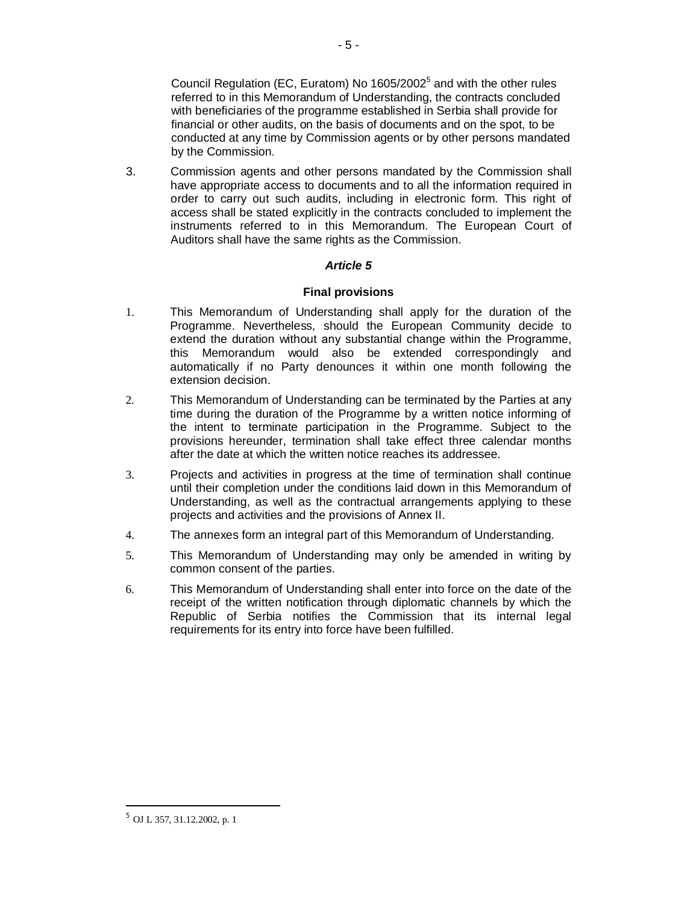Council Regulation (EC, Euratom) No 1605/2002[5] and with the other rules referred to in this Memorandum of Understanding, the contracts concluded with beneficiaries of the programme established in Serbia shall provide for financial or other audits, on the basis of documents and on the spot, to be conducted at any time by Commission agents or by other persons mandated by the Commission.

3. Commission agents and other persons mandated by the Commission shall have appropriate access to documents and to all the information required in order to carry out such audits, including in electronic form. This right of access shall be stated explicitly in the contracts concluded to implement the instruments referred to in this Memorandum. The European Court of Auditors shall have the same rights as the Commission.

### *Article 5*

#### **Final provisions**

1. This Memorandum of Understanding shall apply for the duration of the Programme. Nevertheless, should the European Community decide to extend the duration without any substantial change within the Programme, this Memorandum would also be extended correspondingly and automatically if no Party denounces it within one month following the extension decision.

2. This Memorandum of Understanding can be terminated by the Parties at any time during the duration of the Programme by a written notice informing of the intent to terminate participation in the Programme. Subject to the provisions hereunder, termination shall take effect three calendar months after the date at which the written notice reaches its addressee.

3. Projects and activities in progress at the time of termination shall continue until their completion under the conditions laid down in this Memorandum of Understanding, as well as the contractual arrangements applying to these projects and activities and the provisions of Annex II.

4. The annexes form an integral part of this Memorandum of Understanding.

5. This Memorandum of Understanding may only be amended in writing by common consent of the parties.

6. This Memorandum of Understanding shall enter into force on the date of the receipt of the written notification through diplomatic channels by which the Republic of Serbia notifies the Commission that its internal legal requirements for its entry into force have been fulfilled.

---

[5] OJ L 357, 31.12.2002, p. 1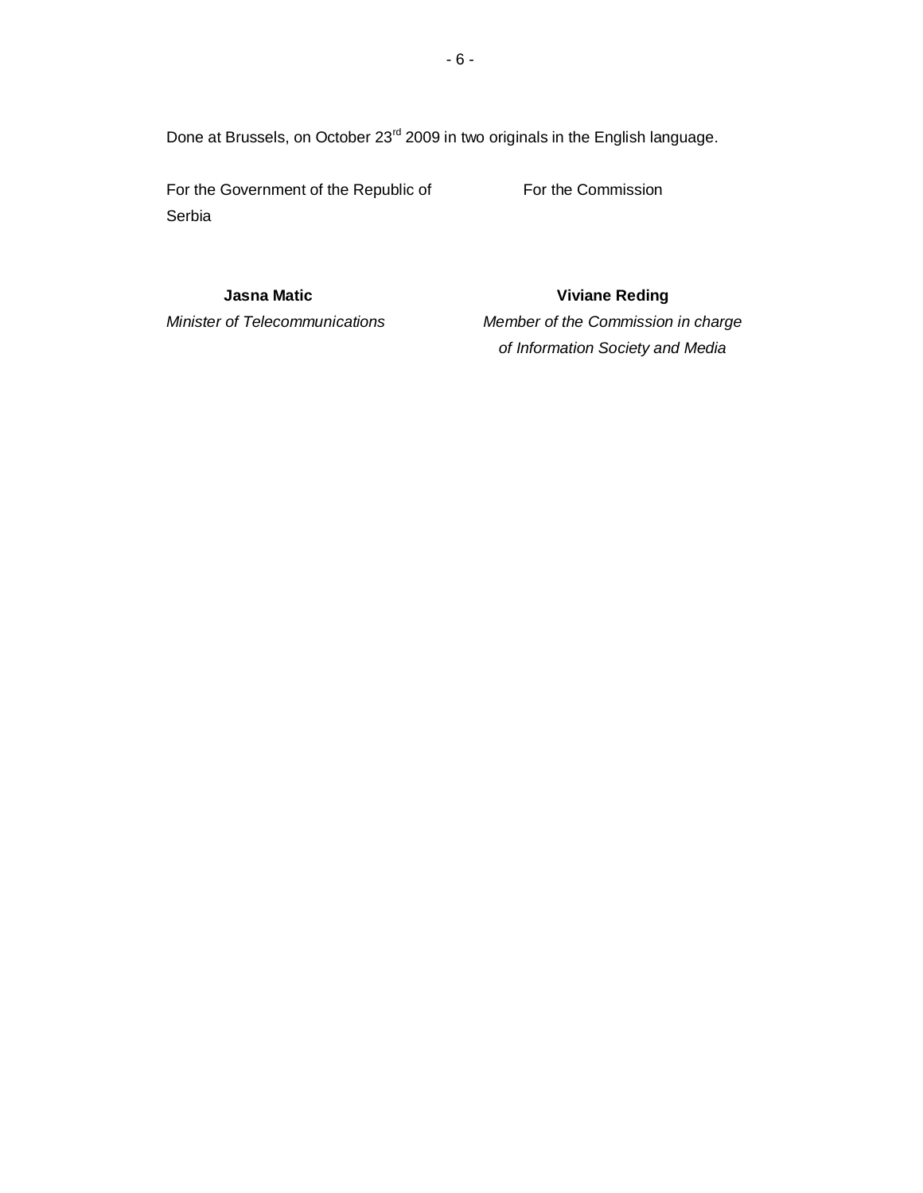Done at Brussels, on October 23rd 2009 in two originals in the English language.

For the Government of the Republic of Serbia

**Jasna Matic**

*Minister of Telecommunications*

For the Commission

**Viviane Reding**

*Member of the Commission in charge of Information Society and Media*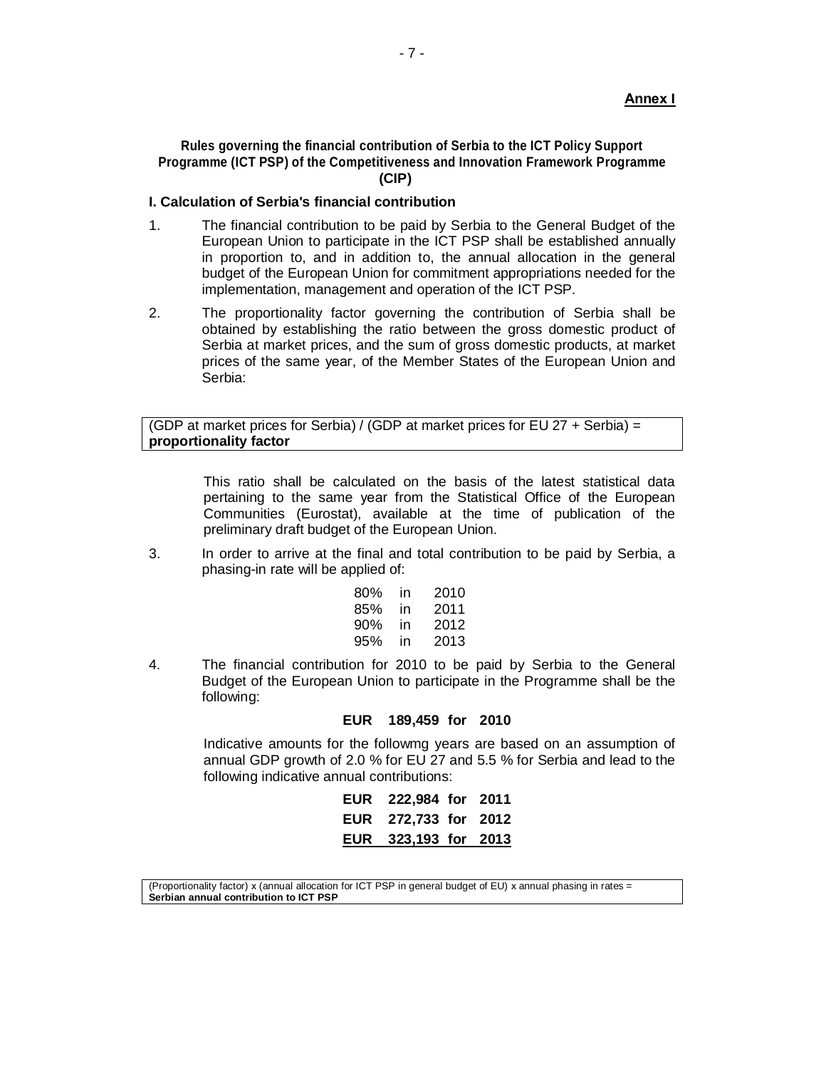**Annex I**

**Rules governing the financial contribution of Serbia to the ICT Policy Support Programme (ICT PSP) of the Competitiveness and Innovation Framework Programme (CIP)**

**I. Calculation of Serbia's financial contribution**

1. The financial contribution to be paid by Serbia to the General Budget of the European Union to participate in the ICT PSP shall be established annually in proportion to, and in addition to, the annual allocation in the general budget of the European Union for commitment appropriations needed for the implementation, management and operation of the ICT PSP.

2. The proportionality factor governing the contribution of Serbia shall be obtained by establishing the ratio between the gross domestic product of Serbia at market prices, and the sum of gross domestic products, at market prices of the same year, of the Member States of the European Union and Serbia:

| (GDP at market prices for Serbia) / (GDP at market prices for EU 27 + Serbia) = **proportionality factor** |
|---|

This ratio shall be calculated on the basis of the latest statistical data pertaining to the same year from the Statistical Office of the European Communities (Eurostat), available at the time of publication of the preliminary draft budget of the European Union.

3. In order to arrive at the final and total contribution to be paid by Serbia, a phasing-in rate will be applied of:

   80% in 2010
   85% in 2011
   90% in 2012
   95% in 2013

4. The financial contribution for 2010 to be paid by Serbia to the General Budget of the European Union to participate in the Programme shall be the following:

   **EUR 189,459 for 2010**

   Indicative amounts for the followmg years are based on an assumption of annual GDP growth of 2.0 % for EU 27 and 5.5 % for Serbia and lead to the following indicative annual contributions:

   **EUR 222,984 for 2011**
   **EUR 272,733 for 2012**
   **EUR 323,193 for 2013**

| (Proportionality factor) x (annual allocation for ICT PSP in general budget of EU) x annual phasing in rates = **Serbian annual contribution to ICT PSP** |
|---|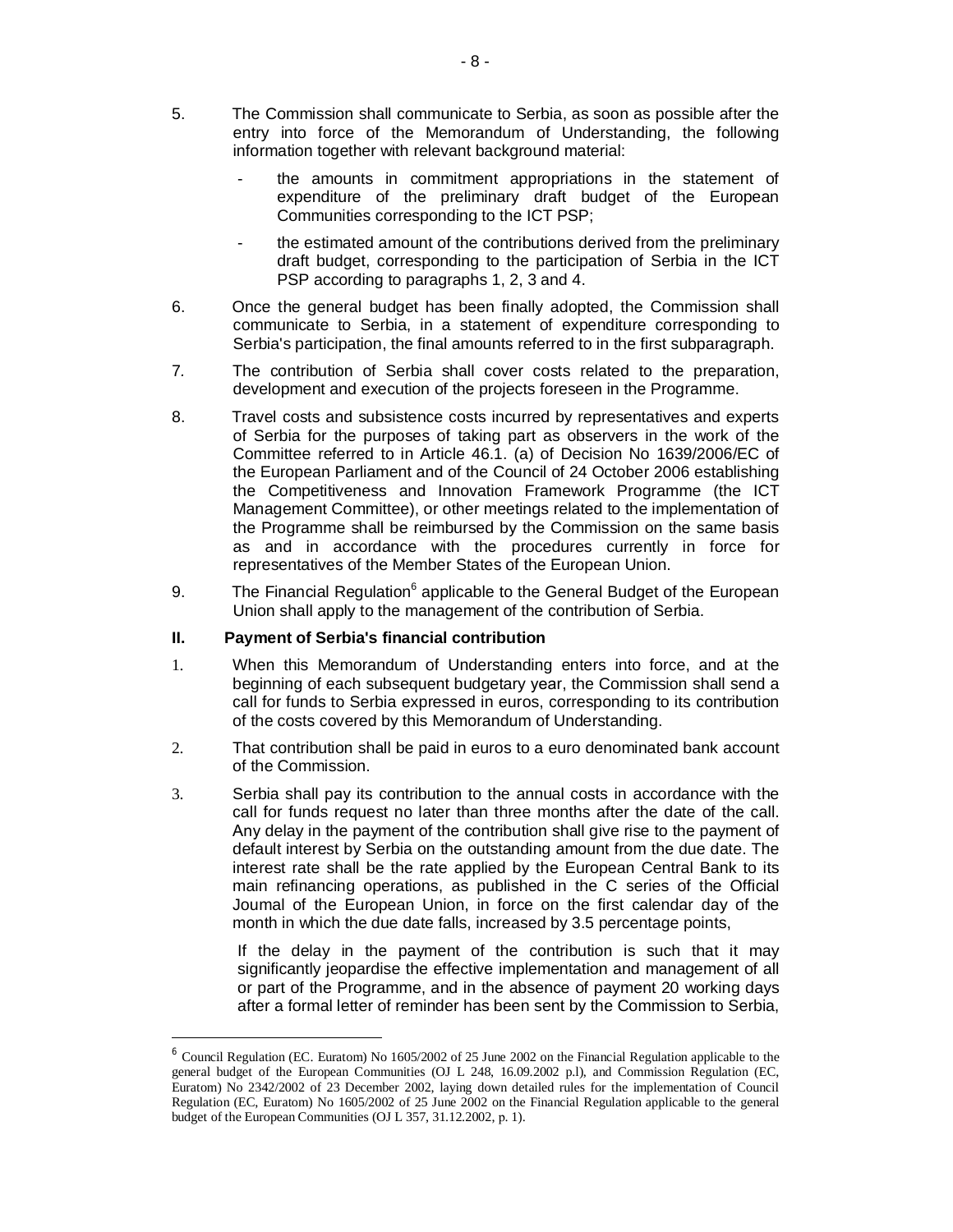5. The Commission shall communicate to Serbia, as soon as possible after the entry into force of the Memorandum of Understanding, the following information together with relevant background material:

   - the amounts in commitment appropriations in the statement of expenditure of the preliminary draft budget of the European Communities corresponding to the ICT PSP;

   - the estimated amount of the contributions derived from the preliminary draft budget, corresponding to the participation of Serbia in the ICT PSP according to paragraphs 1, 2, 3 and 4.

6. Once the general budget has been finally adopted, the Commission shall communicate to Serbia, in a statement of expenditure corresponding to Serbia's participation, the final amounts referred to in the first subparagraph.

7. The contribution of Serbia shall cover costs related to the preparation, development and execution of the projects foreseen in the Programme.

8. Travel costs and subsistence costs incurred by representatives and experts of Serbia for the purposes of taking part as observers in the work of the Committee referred to in Article 46.1. (a) of Decision No 1639/2006/EC of the European Parliament and of the Council of 24 October 2006 establishing the Competitiveness and Innovation Framework Programme (the ICT Management Committee), or other meetings related to the implementation of the Programme shall be reimbursed by the Commission on the same basis as and in accordance with the procedures currently in force for representatives of the Member States of the European Union.

9. The Financial Regulation[6] applicable to the General Budget of the European Union shall apply to the management of the contribution of Serbia.

## II. Payment of Serbia's financial contribution

1. When this Memorandum of Understanding enters into force, and at the beginning of each subsequent budgetary year, the Commission shall send a call for funds to Serbia expressed in euros, corresponding to its contribution of the costs covered by this Memorandum of Understanding.

2. That contribution shall be paid in euros to a euro denominated bank account of the Commission.

3. Serbia shall pay its contribution to the annual costs in accordance with the call for funds request no later than three months after the date of the call. Any delay in the payment of the contribution shall give rise to the payment of default interest by Serbia on the outstanding amount from the due date. The interest rate shall be the rate applied by the European Central Bank to its main refinancing operations, as published in the C series of the Official Journal of the European Union, in force on the first calendar day of the month in which the due date falls, increased by 3.5 percentage points,

   If the delay in the payment of the contribution is such that it may significantly jeopardise the effective implementation and management of all or part of the Programme, and in the absence of payment 20 working days after a formal letter of reminder has been sent by the Commission to Serbia,

---

[6] Council Regulation (EC. Euratom) No 1605/2002 of 25 June 2002 on the Financial Regulation applicable to the general budget of the European Communities (OJ L 248, 16.09.2002 p.l), and Commission Regulation (EC, Euratom) No 2342/2002 of 23 December 2002, laying down detailed rules for the implementation of Council Regulation (EC, Euratom) No 1605/2002 of 25 June 2002 on the Financial Regulation applicable to the general budget of the European Communities (OJ L 357, 31.12.2002, p. 1).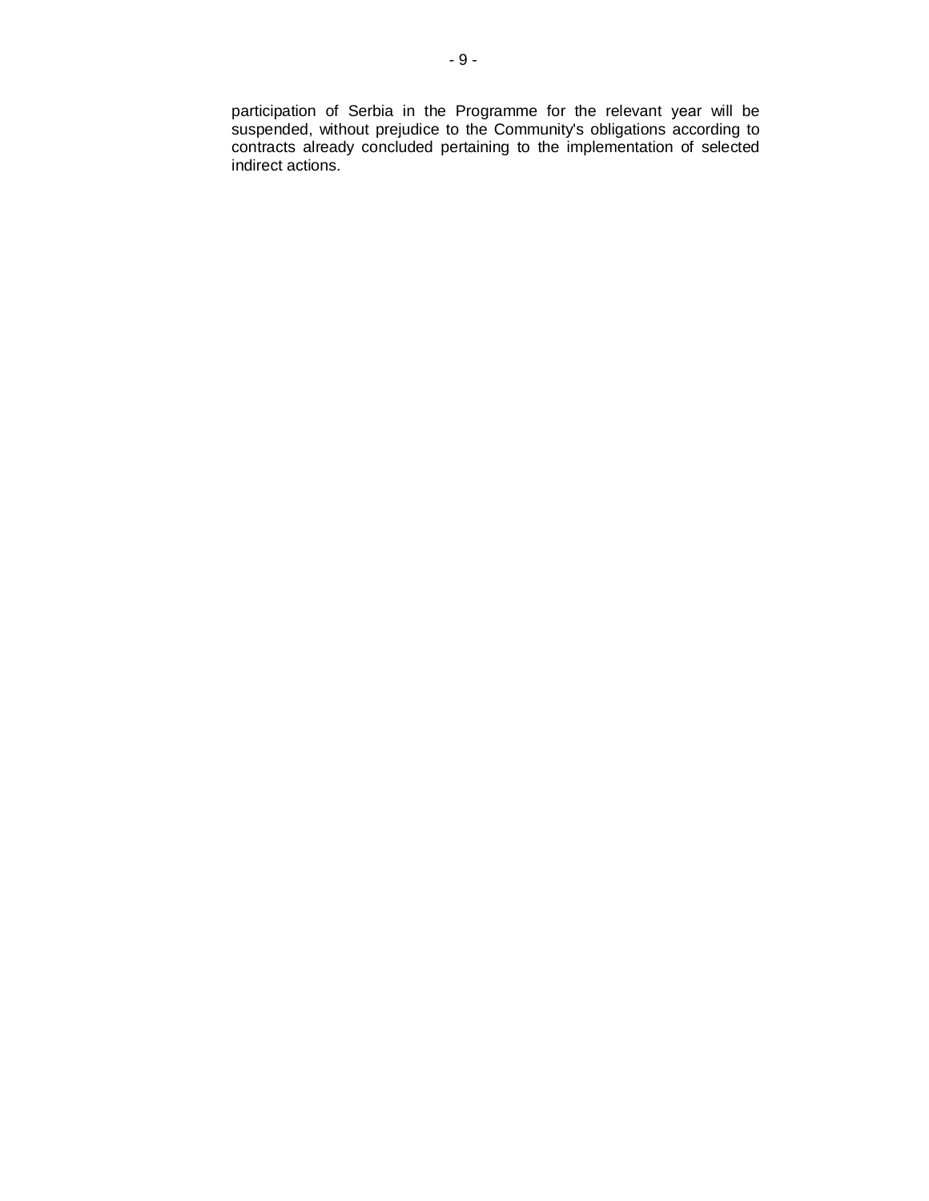participation of Serbia in the Programme for the relevant year will be suspended, without prejudice to the Community's obligations according to contracts already concluded pertaining to the implementation of selected indirect actions.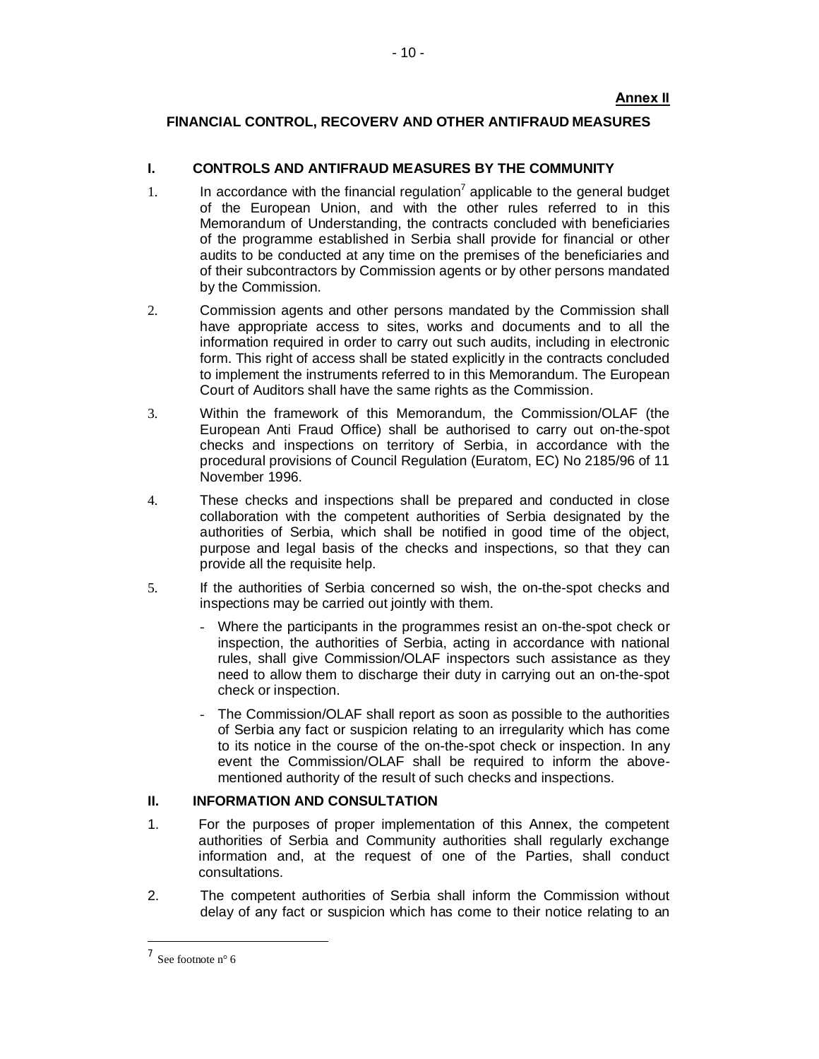**Annex II**

## FINANCIAL CONTROL, RECOVERV AND OTHER ANTIFRAUD MEASURES

### I. CONTROLS AND ANTIFRAUD MEASURES BY THE COMMUNITY

1. In accordance with the financial regulation[7] applicable to the general budget of the European Union, and with the other rules referred to in this Memorandum of Understanding, the contracts concluded with beneficiaries of the programme established in Serbia shall provide for financial or other audits to be conducted at any time on the premises of the beneficiaries and of their subcontractors by Commission agents or by other persons mandated by the Commission.

2. Commission agents and other persons mandated by the Commission shall have appropriate access to sites, works and documents and to all the information required in order to carry out such audits, including in electronic form. This right of access shall be stated explicitly in the contracts concluded to implement the instruments referred to in this Memorandum. The European Court of Auditors shall have the same rights as the Commission.

3. Within the framework of this Memorandum, the Commission/OLAF (the European Anti Fraud Office) shall be authorised to carry out on-the-spot checks and inspections on territory of Serbia, in accordance with the procedural provisions of Council Regulation (Euratom, EC) No 2185/96 of 11 November 1996.

4. These checks and inspections shall be prepared and conducted in close collaboration with the competent authorities of Serbia designated by the authorities of Serbia, which shall be notified in good time of the object, purpose and legal basis of the checks and inspections, so that they can provide all the requisite help.

5. If the authorities of Serbia concerned so wish, the on-the-spot checks and inspections may be carried out jointly with them.

   - Where the participants in the programmes resist an on-the-spot check or inspection, the authorities of Serbia, acting in accordance with national rules, shall give Commission/OLAF inspectors such assistance as they need to allow them to discharge their duty in carrying out an on-the-spot check or inspection.
   - The Commission/OLAF shall report as soon as possible to the authorities of Serbia any fact or suspicion relating to an irregularity which has come to its notice in the course of the on-the-spot check or inspection. In any event the Commission/OLAF shall be required to inform the above-mentioned authority of the result of such checks and inspections.

### II. INFORMATION AND CONSULTATION

1. For the purposes of proper implementation of this Annex, the competent authorities of Serbia and Community authorities shall regularly exchange information and, at the request of one of the Parties, shall conduct consultations.

2. The competent authorities of Serbia shall inform the Commission without delay of any fact or suspicion which has come to their notice relating to an

---

[7] See footnote n° 6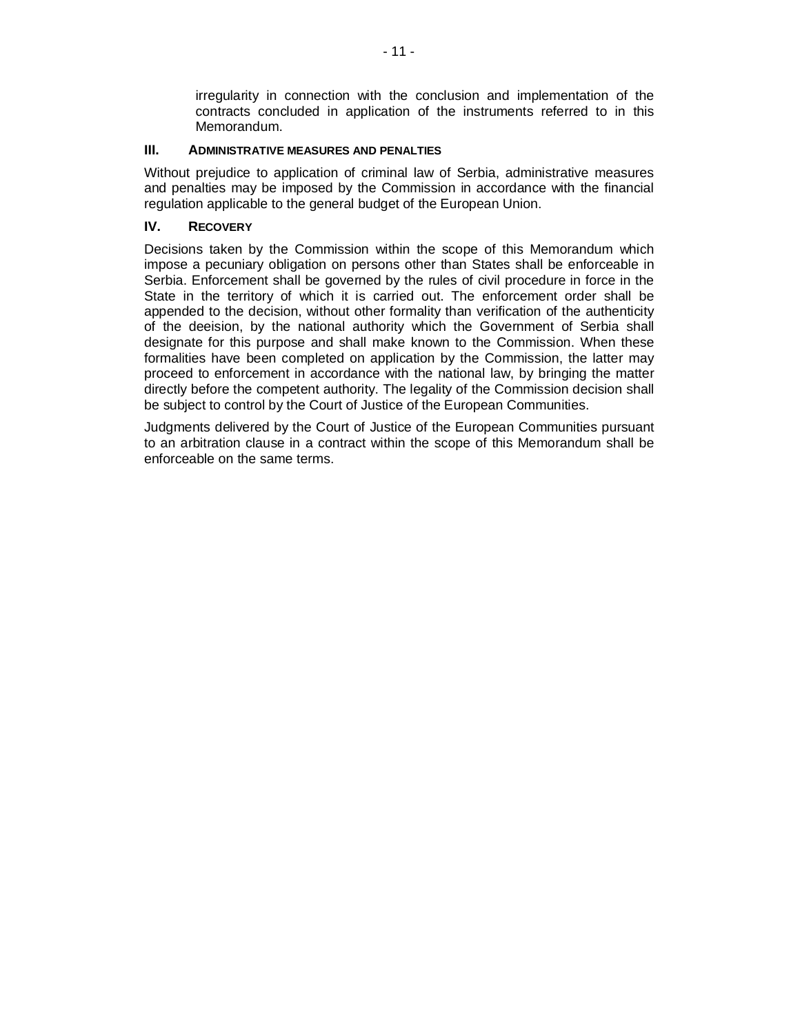irregularity in connection with the conclusion and implementation of the contracts concluded in application of the instruments referred to in this Memorandum.

### III. ADMINISTRATIVE MEASURES AND PENALTIES

Without prejudice to application of criminal law of Serbia, administrative measures and penalties may be imposed by the Commission in accordance with the financial regulation applicable to the general budget of the European Union.

### IV. RECOVERY

Decisions taken by the Commission within the scope of this Memorandum which impose a pecuniary obligation on persons other than States shall be enforceable in Serbia. Enforcement shall be governed by the rules of civil procedure in force in the State in the territory of which it is carried out. The enforcement order shall be appended to the decision, without other formality than verification of the authenticity of the deeision, by the national authority which the Government of Serbia shall designate for this purpose and shall make known to the Commission. When these formalities have been completed on application by the Commission, the latter may proceed to enforcement in accordance with the national law, by bringing the matter directly before the competent authority. The legality of the Commission decision shall be subject to control by the Court of Justice of the European Communities.

Judgments delivered by the Court of Justice of the European Communities pursuant to an arbitration clause in a contract within the scope of this Memorandum shall be enforceable on the same terms.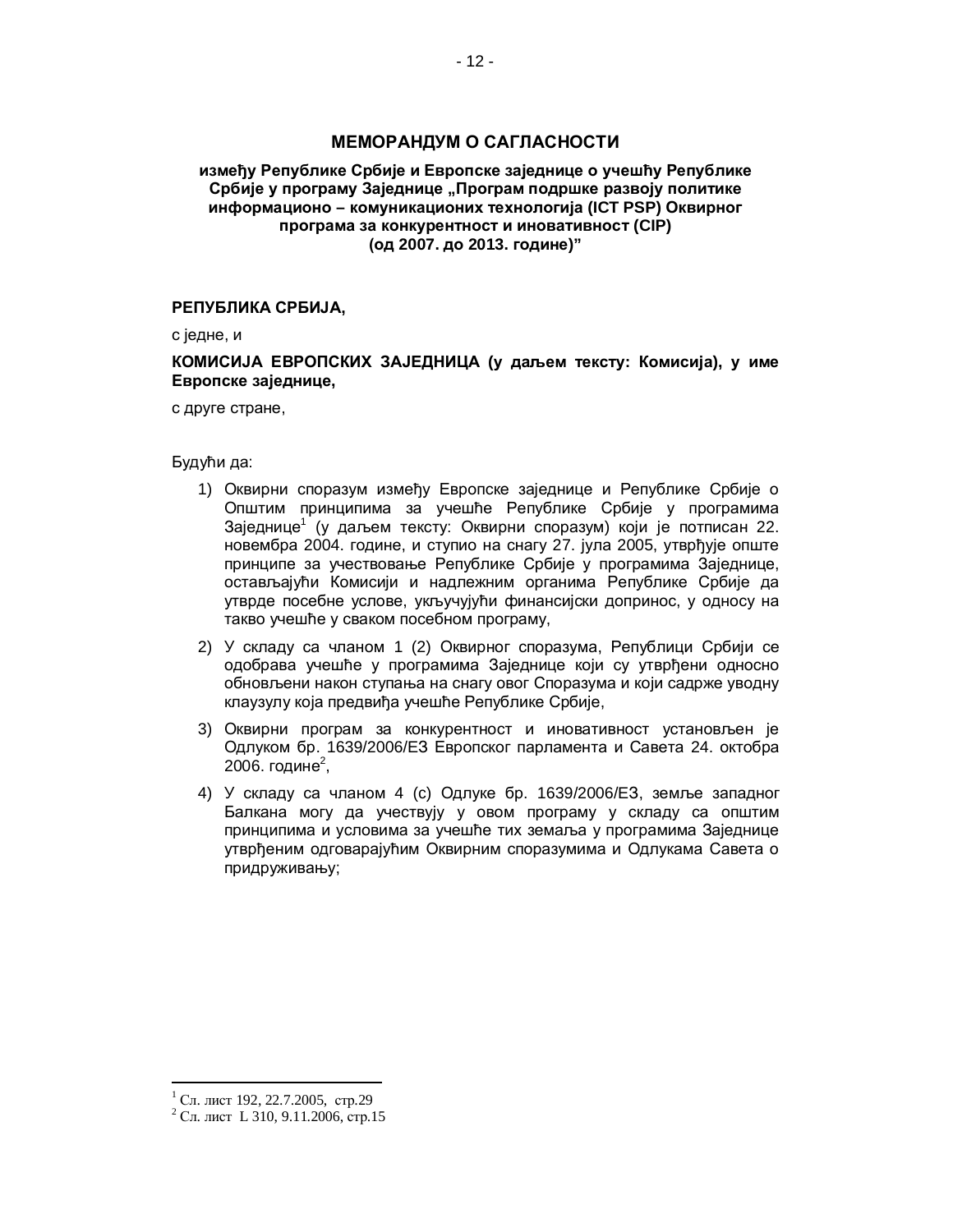## МЕМОРАНДУМ О САГЛАСНОСТИ

**између Републике Србије и Европске заједнице о учешћу Републике Србије у програму Заједнице „Програм подршке развоју политике информационо – комуникационих технологија (ICT PSP) Оквирног програма за конкурентност и иновативност (CIP) (од 2007. до 2013. године)"**

**РЕПУБЛИКА СРБИЈА,**

с једне, и

**КОМИСИЈА ЕВРОПСКИХ ЗАЈЕДНИЦА (у даљем тексту: Комисија), у име Европске заједнице,**

с друге стране,

Будући да:

1) Оквирни споразум између Европске заједнице и Републике Србије о Општим принципима за учешће Републике Србије у програмима Заједнице[1] (у даљем тексту: Оквирни споразум) који је потписан 22. новембра 2004. године, и ступио на снагу 27. јула 2005, утврђује опште принципе за учествовање Републике Србије у програмима Заједнице, остављајући Комисији и надлежним органима Републике Србије да утврде посебне услове, укључујући финансијски допринос, у односу на такво учешће у сваком посебном програму,

2) У складу са чланом 1 (2) Оквирног споразума, Републици Србији се одобрава учешће у програмима Заједнице који су утврђени односно обновљени након ступања на снагу овог Споразума и који садрже уводну клаузулу која предвиђа учешће Републике Србије,

3) Оквирни програм за конкурентност и иновативност установљен је Одлуком бр. 1639/2006/ЕЗ Европског парламента и Савета 24. октобра 2006. године[2],

4) У складу са чланом 4 (с) Одлуке бр. 1639/2006/ЕЗ, земље западног Балкана могу да учествују у овом програму у складу са општим принципима и условима за учешће тих земаља у програмима Заједнице утврђеним одговарајућим Оквирним споразумима и Одлукама Савета о придруживању;

---

[1] Сл. лист 192, 22.7.2005, стр.29

[2] Сл. лист L 310, 9.11.2006, стр.15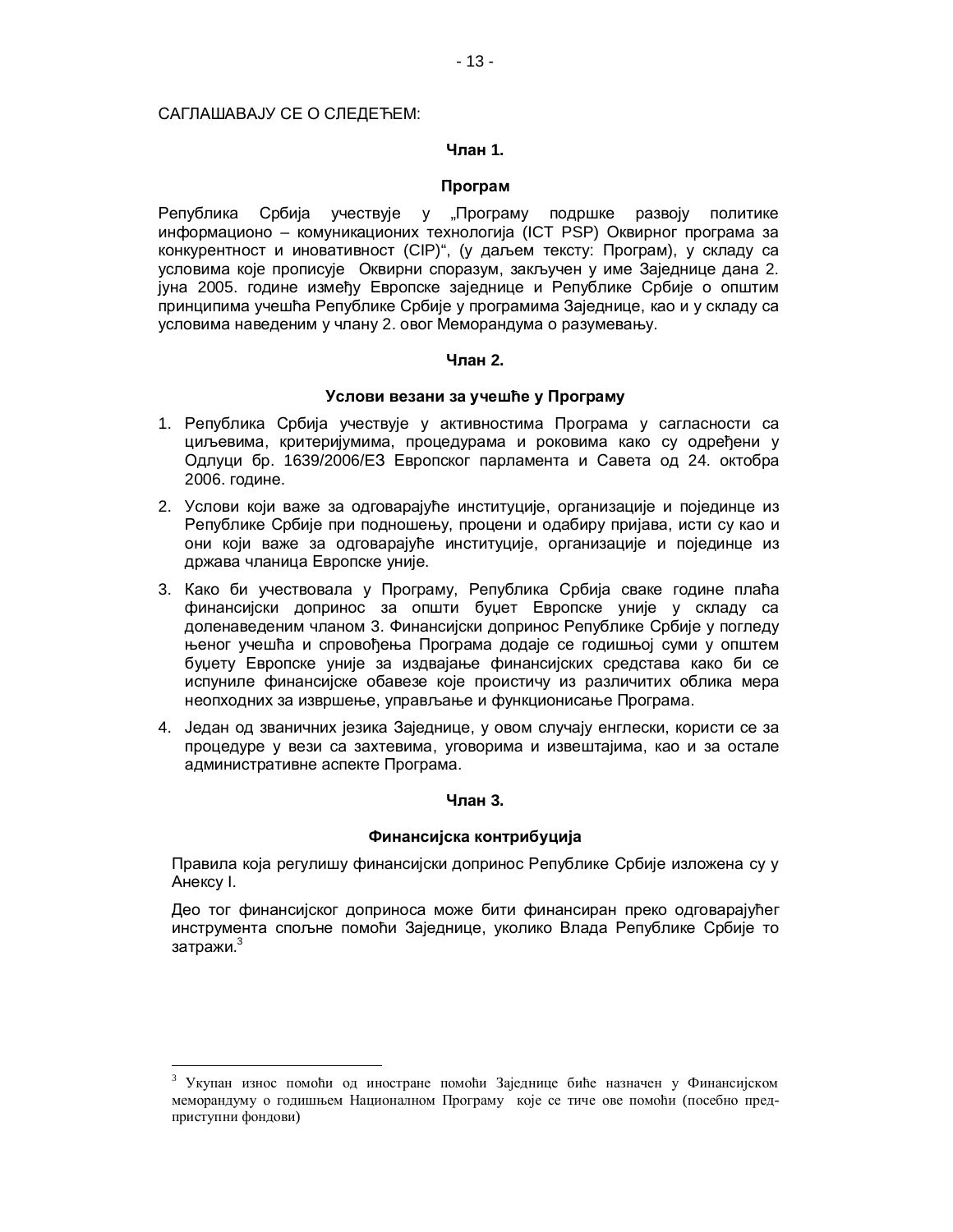САГЛАШАВАЈУ СЕ О СЛЕДЕЋЕМ:

**Члан 1.**

**Програм**

Република Србија учествује у „Програму подршке развоју политике информационо – комуникационих технологија (ICT PSP) Оквирног програма за конкурентност и иновативност (CIP)“, (у даљем тексту: Програм), у складу са условима које прописује Оквирни споразум, закључен у име Заједнице дана 2. јуна 2005. године између Европске заједнице и Републике Србије о општим принципима учешћа Републике Србије у програмима Заједнице, као и у складу са условима наведеним у члану 2. овог Меморандума о разумевању.

**Члан 2.**

**Услови везани за учешће у Програму**

1. Република Србија учествује у активностима Програма у сагласности са циљевима, критеријумима, процедурама и роковима како су одређени у Одлуци бр. 1639/2006/ЕЗ Европског парламента и Савета од 24. октобра 2006. године.
2. Услови који важе за одговарајуће институције, организације и појединце из Републике Србије при подношењу, процени и одабиру пријава, исти су као и они који важе за одговарајуће институције, организације и појединце из држава чланица Европске уније.
3. Како би учествовала у Програму, Република Србија сваке године плаћа финансијски допринос за општи буџет Европске уније у складу са доленаведеним чланом 3. Финансијски допринос Републике Србије у погледу њеног учешћа и спровођења Програма додаје се годишњој суми у општем буџету Европске уније за издвајање финансијских средстава како би се испуниле финансијске обавезе које проистичу из различитих облика мера неопходних за извршење, управљање и функционисање Програма.
4. Један од званичних језика Заједнице, у овом случају енглески, користи се за процедуре у вези са захтевима, уговорима и извештајима, као и за остале административне аспекте Програма.

**Члан 3.**

**Финансијска контрибуција**

Правила која регулишу финансијски допринос Републике Србије изложена су у Анексу I.

Део тог финансијског доприноса може бити финансиран преко одговарајућег инструмента спољне помоћи Заједнице, уколико Влада Републике Србије то затражи.[3]

---

[3] Укупан износ помоћи од иностране помоћи Заједнице биће назначен у Финансијском меморандуму о годишњем Националном Програму које се тиче ове помоћи (посебно пред-приступни фондови)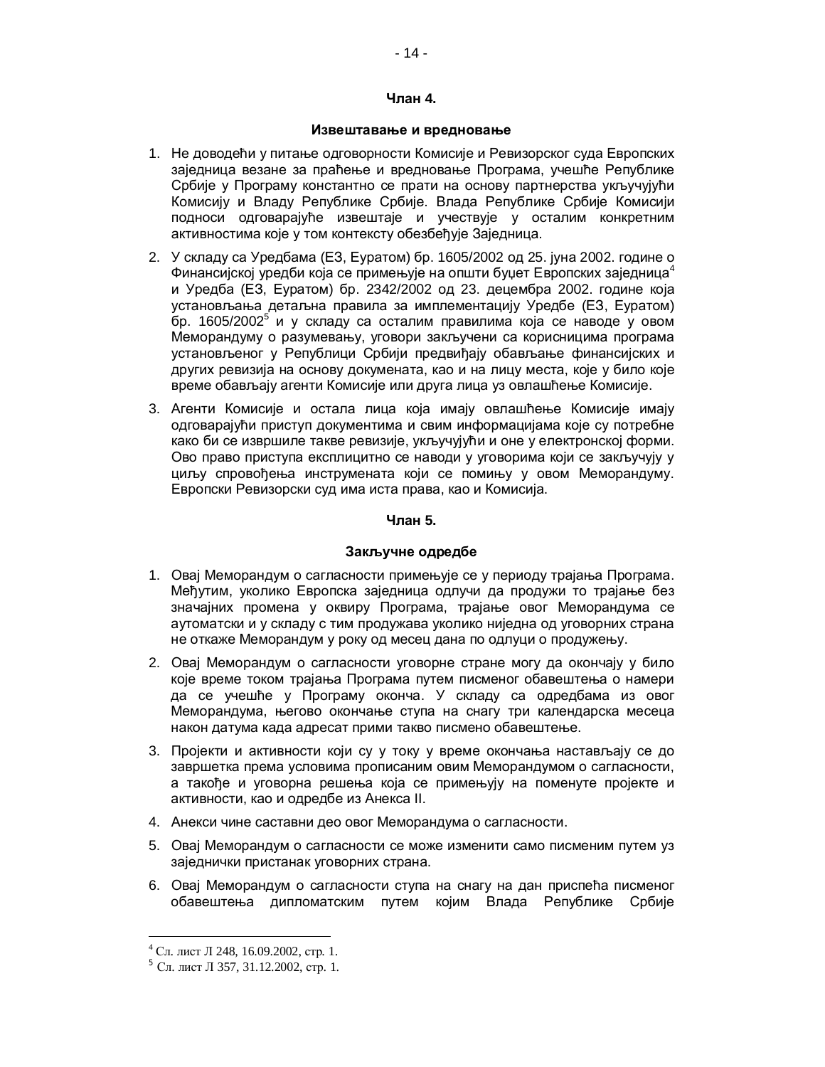**Члан 4.**

**Извештавање и вредновање**

1. Не доводећи у питање одговорности Комисије и Ревизорског суда Европских заједница везане за праћење и вредновање Програма, учешће Републике Србије у Програму константно се прати на основу партнерства укључујући Комисију и Владу Републике Србије. Влада Републике Србије Комисији подноси одговарајуће извештаје и учествује у осталим конкретним активностима које у том контексту обезбеђује Заједница.
2. У складу са Уредбама (ЕЗ, Еуратом) бр. 1605/2002 од 25. јуна 2002. године о Финансијској уредби која се примењује на општи буџет Европских заједница[4] и Уредба (ЕЗ, Еуратом) бр. 2342/2002 од 23. децембра 2002. године која установљава детаљна правила за имплементацију Уредбе (ЕЗ, Еуратом) бр. 1605/2002[5] и у складу са осталим правилима која се наводе у овом Меморандуму о разумевању, уговори закључени са корисницима програма установљеног у Републици Србији предвиђају обављање финансијских и других ревизија на основу докумената, као и на лицу места, које у било које време обављају агенти Комисије или друга лица уз овлашћење Комисије.
3. Агенти Комисије и остала лица која имају овлашћење Комисије имају одговарајући приступ документима и свим информацијама које су потребне како би се извршиле такве ревизије, укључујући и оне у електронској форми. Ово право приступа експлицитно се наводи у уговорима који се закључују у циљу спровођења инструмената који се помињу у овом Меморандуму. Европски Ревизорски суд има иста права, као и Комисија.

**Члан 5.**

**Закључне одредбе**

1. Овај Меморандум о сагласности примењује се у периоду трајања Програма. Међутим, уколико Европска заједница одлучи да продужи то трајање без значајних промена у оквиру Програма, трајање овог Меморандума се аутоматски и у складу с тим продужава уколико ниједна од уговорних страна не откаже Меморандум у року од месец дана по одлуци о продужењу.
2. Овај Меморандум о сагласности уговорне стране могу да окончају у било које време током трајања Програма путем писменог обавештења о намери да се учешће у Програму оконча. У складу са одредбама из овог Меморандума, његово окончање ступа на снагу три календарска месеца након датума када адресат прими такво писмено обавештење.
3. Пројекти и активности који су у току у време окончања настављају се до завршетка према условима прописаним овим Меморандумом о сагласности, а такође и уговорна решења која се примењују на поменуте пројекте и активности, као и одредбе из Анекса II.
4. Анекси чине саставни део овог Меморандума о сагласности.
5. Овај Меморандум о сагласности се може изменити само писменим путем уз заједнички пристанак уговорних страна.
6. Овај Меморандум о сагласности ступа на снагу на дан приспећа писменог обавештења дипломатским путем којим Влада Републике Србије

---

[4] Сл. лист Л 248, 16.09.2002, стр. 1.

[5] Сл. лист Л 357, 31.12.2002, стр. 1.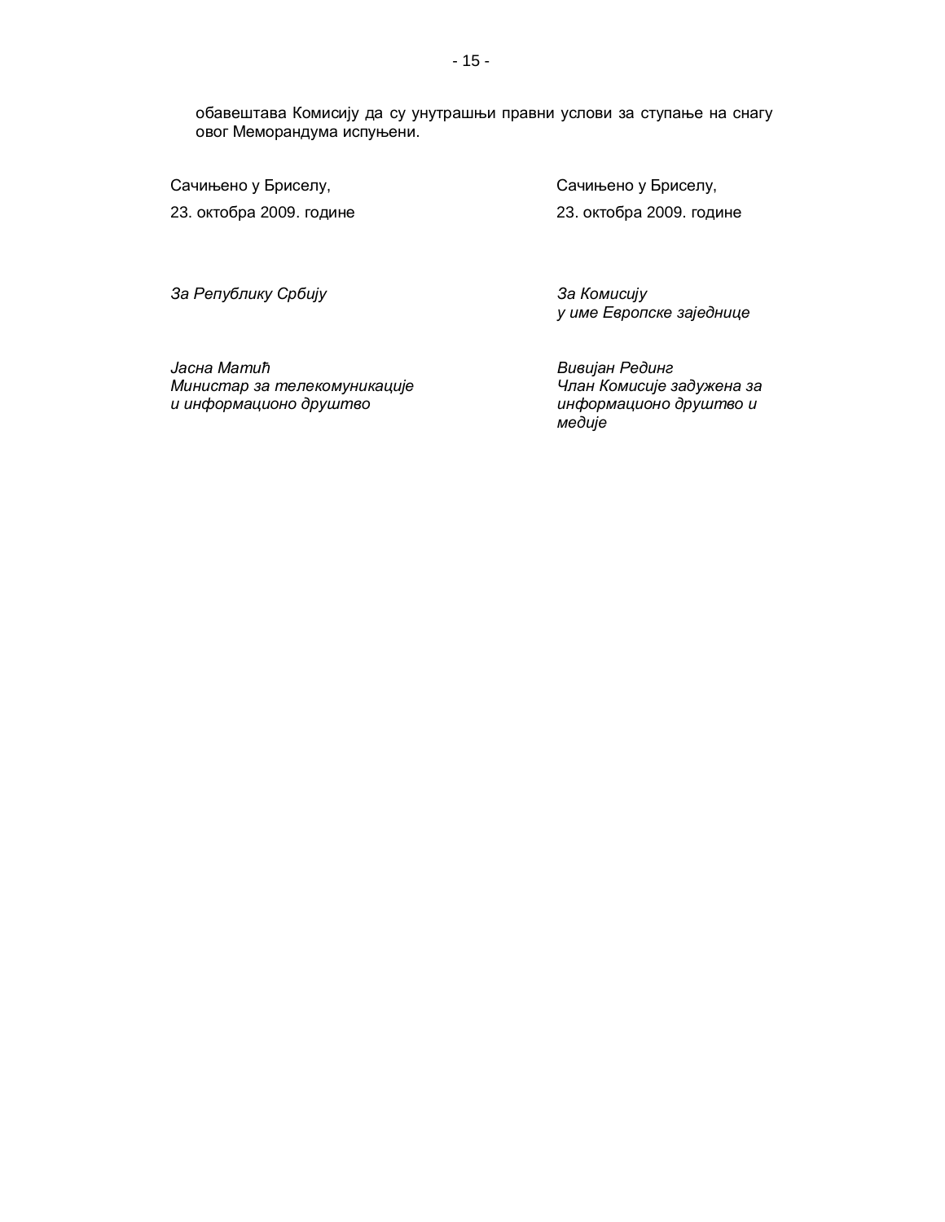обавештава Комисију да су унутрашњи правни услови за ступање на снагу овог Меморандума испуњени.

Сачињено у Бриселу,

23. октобра 2009. године

*За Републику Србију*

*Јасна Матић*
*Министар за телекомуникације и информационо друштво*

Сачињено у Бриселу,

23. октобра 2009. године

*За Комисију*
*у име Европске заједнице*

*Вивијан Рединг*
*Члан Комисије задужена за информационо друштво и медије*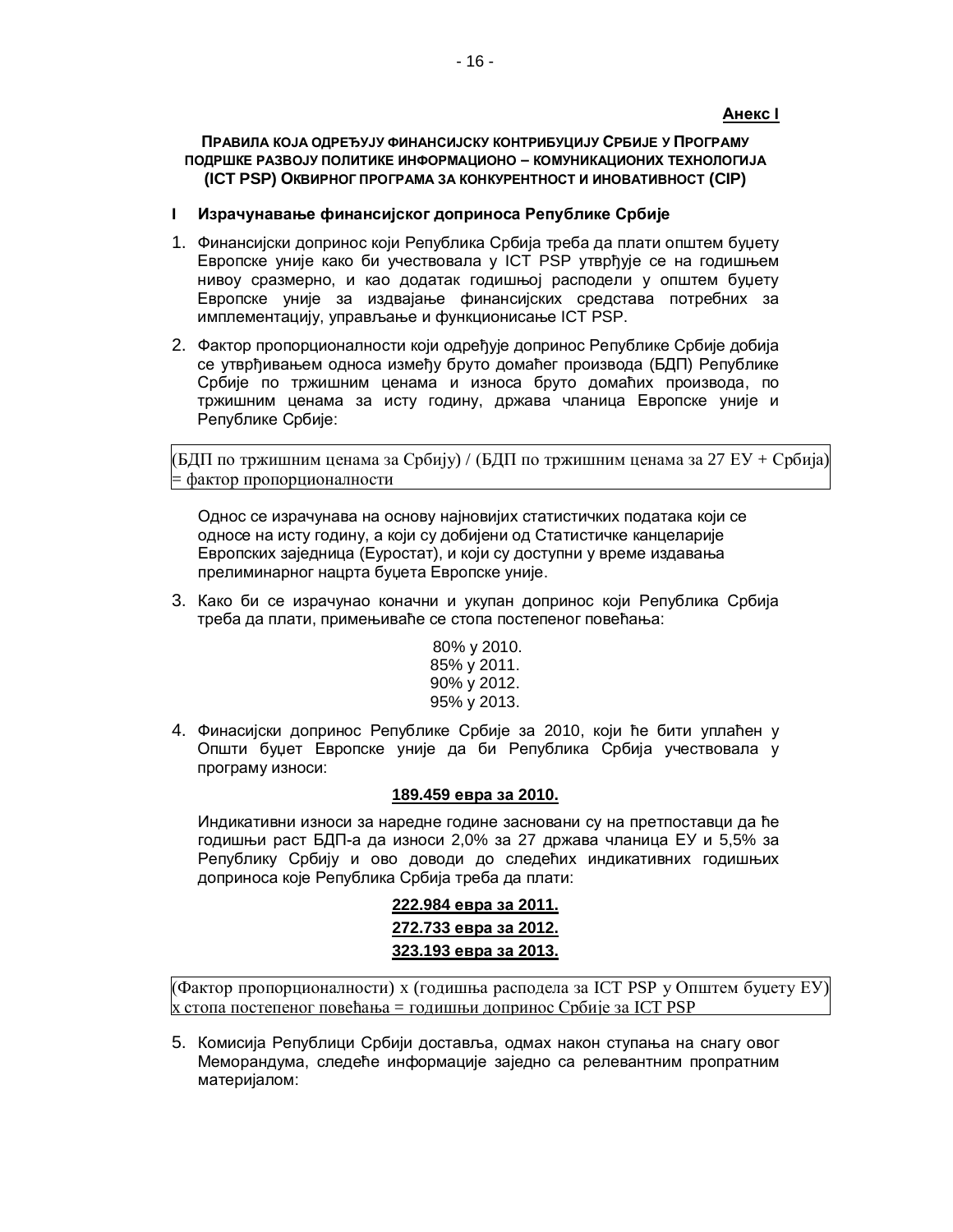**Анекс I**

### Правила која одређују финансијску контрибуцију Србије у Програму подршке развоју политике информационо – комуникационих технологија (ICT PSP) Оквирног програма за конкурентност и иновативност (CIP)

**I Израчунавање финансијског доприноса Републике Србије**

1. Финансијски допринос који Република Србија треба да плати општем буџету Европске уније како би учествовала у ICT PSP утврђује се на годишњем нивоу сразмерно, и као додатак годишњој расподели у општем буџету Европске уније за издвајање финансијских средстава потребних за имплементацију, управљање и функционисање ICT PSP.

2. Фактор пропорционалности који одређује допринос Републике Србије добија се утврђивањем односа између бруто домаћег производа (БДП) Републике Србије по тржишним ценама и износа бруто домаћих производа, по тржишним ценама за исту годину, држава чланица Европске уније и Републике Србије:

   (БДП по тржишним ценама за Србију) / (БДП по тржишним ценама за 27 ЕУ + Србија) = фактор пропорционалности

   Однос се израчунава на основу најновијих статистичких података који се односе на исту годину, а који су добијени од Статистичке канцеларије Европских заједница (Еуростат), и који су доступни у време издавања прелиминарног нацрта буџета Европске уније.

3. Како би се израчунао коначни и укупан допринос који Република Србија треба да плати, примењиваће се стопа постепеног повећања:

   80% у 2010.
   85% у 2011.
   90% у 2012.
   95% у 2013.

4. Финасијски допринос Републике Србије за 2010, који ће бити уплаћен у Општи буџет Европске уније да би Република Србија учествовала у програму износи:

   **189.459 евра за 2010.**

   Индикативни износи за наредне године засновани су на претпоставци да ће годишњи раст БДП-а да износи 2,0% за 27 држава чланица ЕУ и 5,5% за Републику Србију и ово доводи до следећих индикативних годишњих доприноса које Република Србија треба да плати:

   **222.984 евра за 2011.**
   **272.733 евра за 2012.**
   **323.193 евра за 2013.**

   (Фактор пропорционалности) x (годишња расподела за ICT PSP у Општем буџету ЕУ) x стопа постепеног повећања = годишњи допринос Србије за ICT PSP

5. Комисија Републици Србији доставља, одмах након ступања на снагу овог Меморандума, следеће информације заједно са релевантним пропратним материјалом: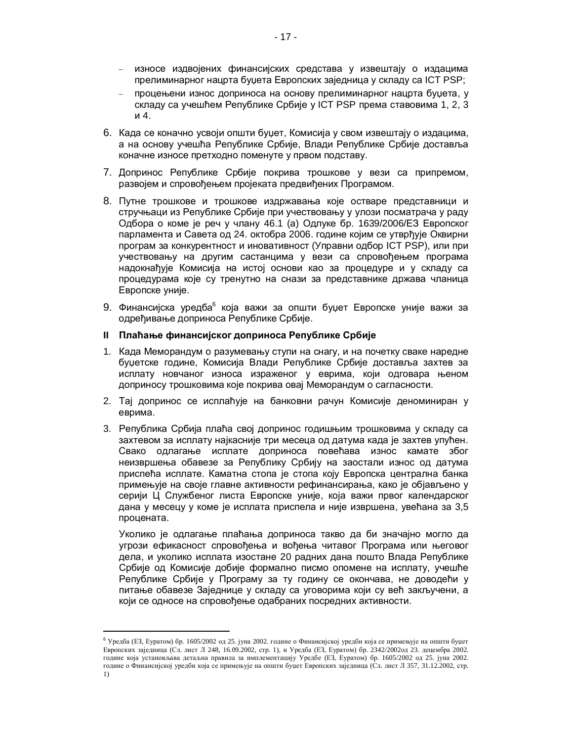- износе издвојених финансијских средстава у извештају о издацима прелиминарног нацрта буџета Европских заједница у складу са ICT PSP;
- процењени износ доприноса на основу прелиминарног нацрта буџета, у складу са учешћем Републике Србије у ICT PSP према ставовима 1, 2, 3 и 4.

6. Када се коначно усвоји општи буџет, Комисија у свом извештају о издацима, а на основу учешћа Републике Србије, Влади Републике Србије доставља коначне износе претходно поменуте у првом подставу.
7. Допринос Републике Србије покрива трошкове у вези са припремом, развојем и спровођењем пројеката предвиђених Програмом.
8. Путне трошкове и трошкове издржавања које остваре представници и стручњаци из Републике Србије при учествовању у улози посматрача у раду Одбора о коме је реч у члану 46.1 (а) Одлуке бр. 1639/2006/ЕЗ Европског парламента и Савета од 24. октобра 2006. године којим се утврђује Оквирни програм за конкурентност и иновативност (Управни одбор ICT PSP), или при учествовању на другим састанцима у вези са спровођењем програма надокнађује Комисија на истој основи као за процедуре и у складу са процедурама које су тренутно на снази за представнике држава чланица Европске уније.
9. Финансијска уредба[6] која важи за општи буџет Европске уније важи за одређивање доприноса Републике Србије.

**II Плаћање финансијског доприноса Републике Србије**

1. Када Меморандум о разумевању ступи на снагу, и на почетку сваке наредне буџетске године, Комисија Влади Републике Србије доставља захтев за исплату новчаног износа израженог у еврима, који одговара њеном доприносу трошковима које покрива овај Меморандум о сагласности.
2. Тај допринос се исплаћује на банковни рачун Комисије деноминиран у еврима.
3. Република Србија плаћа свој допринос годишњим трошковима у складу са захтевом за исплату најкасније три месеца од датума када је захтев упућен. Свако одлагање исплате доприноса повећава износ камате због неизвршења обавезе за Републику Србију на заостали износ од датума приспећа исплате. Каматна стопа је стопа коју Европска централна банка примењује на своје главне активности рефинансирања, како је објављено у серији Ц Службеног листа Европске уније, која важи првог календарског дана у месецу у коме је исплата приспела и није извршена, увећана за 3,5 процената.

   Уколико је одлагање плаћања доприноса такво да би значајно могло да угрози ефикасност спровођења и вођења читавог Програма или његовог дела, и уколико исплата изостане 20 радних дана пошто Влада Републике Србије од Комисије добије формално писмо опомене на исплату, учешће Републике Србије у Програму за ту годину се окончава, не доводећи у питање обавезе Заједнице у складу са уговорима који су већ закључени, а који се односе на спровођење одабраних посредних активности.

---

[6] Уредба (ЕЗ, Еуратом) бр. 1605/2002 од 25. јуна 2002. године о Финансијској уредби која се примењује на општи буџет Европских заједница (Сл. лист Л 248, 16.09.2002, стр. 1), и Уредба (ЕЗ, Еуратом) бр. 2342/2002од 23. децембра 2002. године која установљава детаљна правила за имплементацију Уредбе (ЕЗ, Еуратом) бр. 1605/2002 од 25. јуна 2002. године о Финансијској уредби која се примењује на општи буџет Европских заједница (Сл. лист Л 357, 31.12.2002, стр. 1)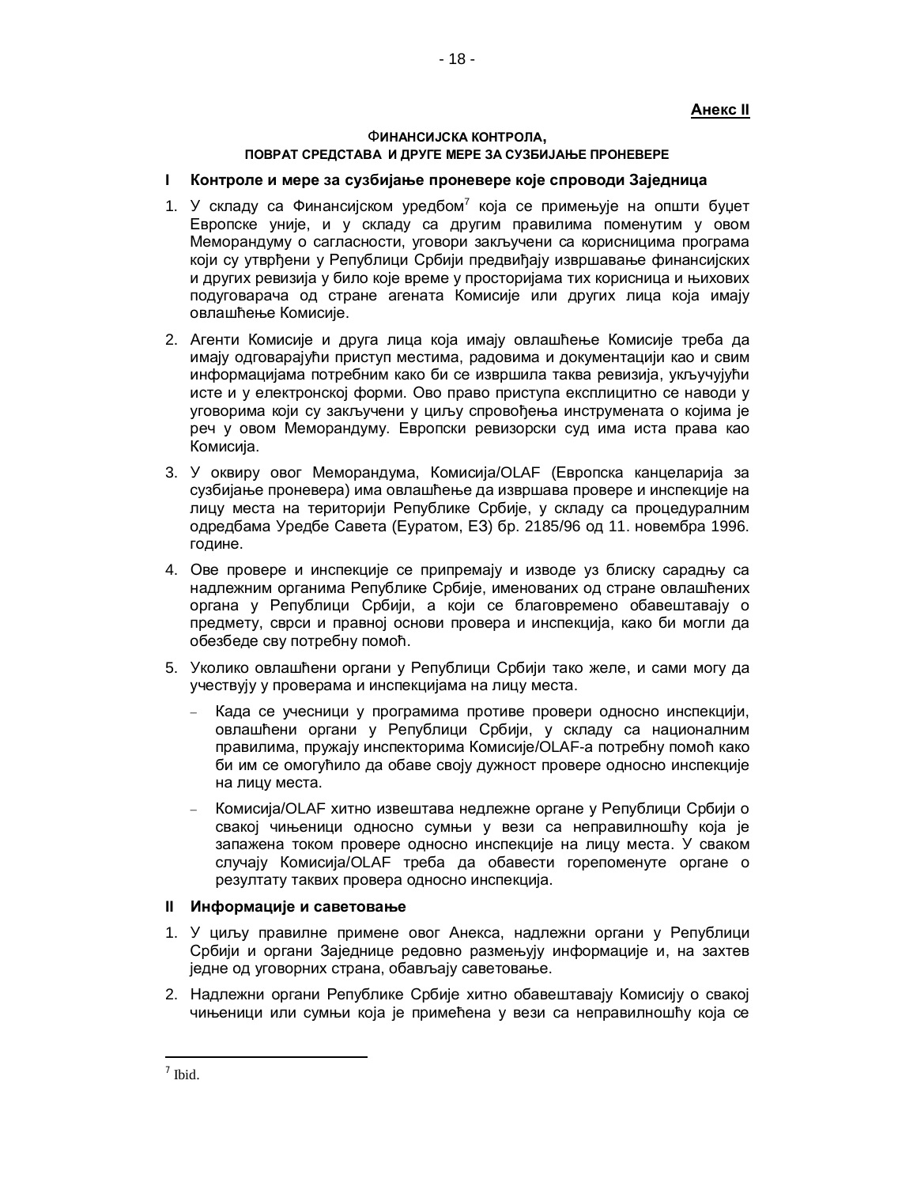**Анекс II**

### ФИНАНСИЈСКА КОНТРОЛА, ПОВРАТ СРЕДСТАВА И ДРУГЕ МЕРЕ ЗА СУЗБИЈАЊЕ ПРОНЕВЕРЕ

## I Контроле и мере за сузбијање проневере које спроводи Заједница

1. У складу са Финансијском уредбом[7] која се примењује на општи буџет Европске уније, и у складу са другим правилима поменутим у овом Меморандуму о сагласности, уговори закључени са корисницима програма који су утврђени у Републици Србији предвиђају извршавање финансијских и других ревизија у било које време у просторијама тих корисница и њихових подуговарача од стране агената Комисије или других лица која имају овлашћење Комисије.
2. Агенти Комисије и друга лица која имају овлашћење Комисије треба да имају одговарајући приступ местима, радовима и документацији као и свим информацијама потребним како би се извршила таква ревизија, укључујући исте и у електронској форми. Ово право приступа експлицитно се наводи у уговорима који су закључени у циљу спровођења инструмената о којима је реч у овом Меморандуму. Европски ревизорски суд има иста права као Комисија.
3. У оквиру овог Меморандума, Комисија/OLAF (Европска канцеларија за сузбијање проневера) има овлашћење да извршава провере и инспекције на лицу места на територији Републике Србије, у складу са процедуралним одредбама Уредбе Савета (Еуратом, ЕЗ) бр. 2185/96 од 11. новембра 1996. године.
4. Ове провере и инспекције се припремају и изводе уз блиску сарадњу са надлежним органима Републике Србије, именованих од стране овлашћених органа у Републици Србији, а који се благовремено обавештавају о предмету, сврси и правној основи провера и инспекција, како би могли да обезбеде сву потребну помоћ.
5. Уколико овлашћени органи у Републици Србији тако желе, и сами могу да учествују у проверама и инспекцијама на лицу места.
   - Када се учесници у програмима противе провери односно инспекцији, овлашћени органи у Републици Србији, у складу са националним правилима, пружају инспекторима Комисије/OLAF-а потребну помоћ како би им се омогућило да обаве своју дужност провере односно инспекције на лицу места.
   - Комисија/OLAF хитно извештава недлежне органе у Републици Србији о свакој чињеници односно сумњи у вези са неправилношћу која је запажена током провере односно инспекције на лицу места. У сваком случају Комисија/OLAF треба да обавести горепоменуте органе о резултату таквих провера односно инспекција.

## II Информације и саветовање

1. У циљу правилне примене овог Анекса, надлежни органи у Републици Србији и органи Заједнице редовно размењују информације и, на захтев једне од уговорних страна, обављају саветовање.
2. Надлежни органи Републике Србије хитно обавештавају Комисију о свакој чињеници или сумњи која је примећена у вези са неправилношћу која се

[7] Ibid.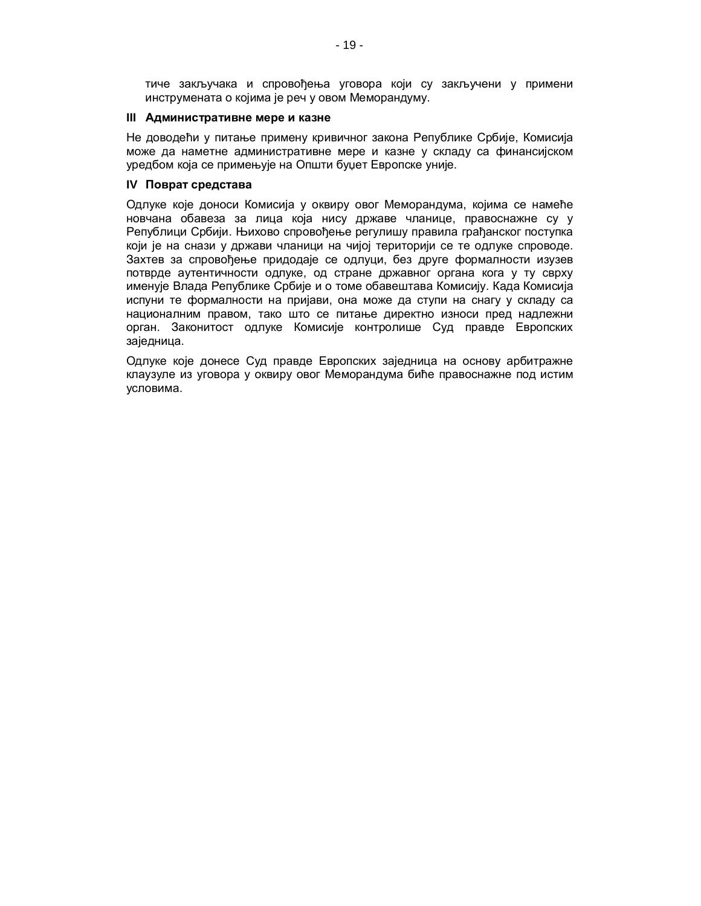тиче закључака и спровођења уговора који су закључени у примени инструмената о којима је реч у овом Меморандуму.

**III Административне мере и казне**

Не доводећи у питање примену кривичног закона Републике Србије, Комисија може да наметне административне мере и казне у складу са финансијском уредбом која се примењује на Општи буџет Европске уније.

**IV Поврат средстава**

Одлуке које доноси Комисија у оквиру овог Меморандума, којима се намеће новчана обавеза за лица која нису државе чланице, правоснажне су у Републици Србији. Њихово спровођење регулишу правила грађанског поступка који је на снази у држави чланици на чијој територији се те одлуке спроводе. Захтев за спровођење придодаје се одлуци, без друге формалности изузев потврде аутентичности одлуке, од стране државног органа кога у ту сврху именује Влада Републике Србије и о томе обавештава Комисију. Када Комисија испуни те формалности на пријави, она може да ступи на снагу у складу са националним правом, тако што се питање директно износи пред надлежни орган. Законитост одлуке Комисије контролише Суд правде Европских заједница.

Одлуке које донесе Суд правде Европских заједница на основу арбитражне клаузуле из уговора у оквиру овог Меморандума биће правоснажне под истим условима.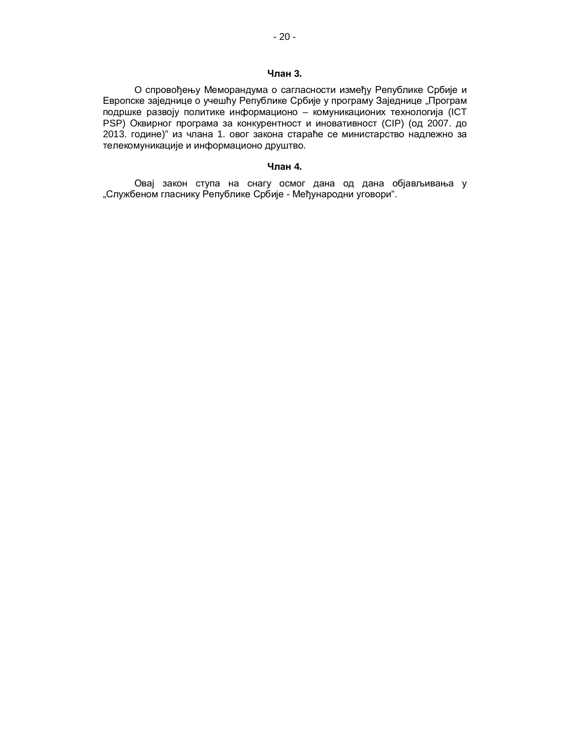**Члан 3.**

О спровођењу Меморандума о сагласности између Републике Србије и Европске заједнице о учешћу Републике Србије у програму Заједнице „Програм подршке развоју политике информационо – комуникационих технологија (ICT PSP) Оквирног програма за конкурентност и иновативност (CIP) (од 2007. до 2013. године)” из члана 1. овог закона стараће се министарство надлежно за телекомуникације и информационо друштво.

**Члан 4.**

Овај закон ступа на снагу осмог дана од дана објављивања у „Службеном гласнику Републике Србије - Међународни уговори”.